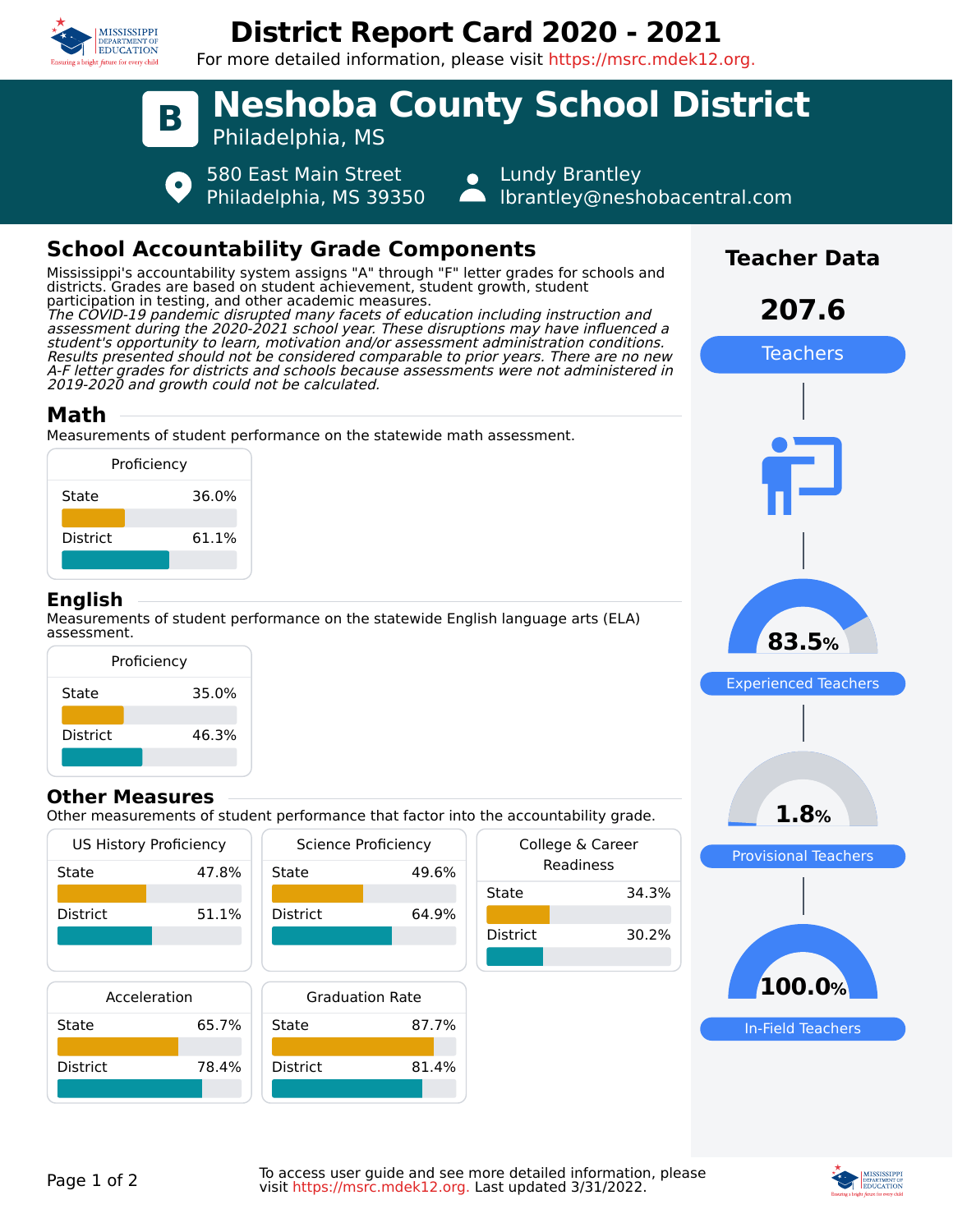# District Report Card 2020 - 2021

For more detailed information, please visit https://msrc.mdek12.org.

## B Neshoba County School District

Philadelphia, MS

580 East Main Street
Philadelphia, MS 39350

Lundy Brantley
lbrantley@neshobacentral.com

## School Accountability Grade Components

Mississippi's accountability system assigns "A" through "F" letter grades for schools and districts. Grades are based on student achievement, student growth, student participation in testing, and other academic measures.

*The COVID-19 pandemic disrupted many facets of education including instruction and assessment during the 2020-2021 school year. These disruptions may have influenced a student's opportunity to learn, motivation and/or assessment administration conditions. Results presented should not be considered comparable to prior years. There are no new A-F letter grades for districts and schools because assessments were not administered in 2019-2020 and growth could not be calculated.*

### Math

Measurements of student performance on the statewide math assessment.

| Proficiency | |
|---|---|
| State | 36.0% |
| District | 61.1% |

### English

Measurements of student performance on the statewide English language arts (ELA) assessment.

| Proficiency | |
|---|---|
| State | 35.0% |
| District | 46.3% |

### Other Measures

Other measurements of student performance that factor into the accountability grade.

| Measure | State | District |
|---|---|---|
| US History Proficiency | 47.8% | 51.1% |
| Science Proficiency | 49.6% | 64.9% |
| College & Career Readiness | 34.3% | 30.2% |
| Acceleration | 65.7% | 78.4% |
| Graduation Rate | 87.7% | 81.4% |

## Teacher Data

**207.6** Teachers

**83.5%** Experienced Teachers

**1.8%** Provisional Teachers

**100.0%** In-Field Teachers

To access user guide and see more detailed information, please visit https://msrc.mdek12.org. Last updated 3/31/2022.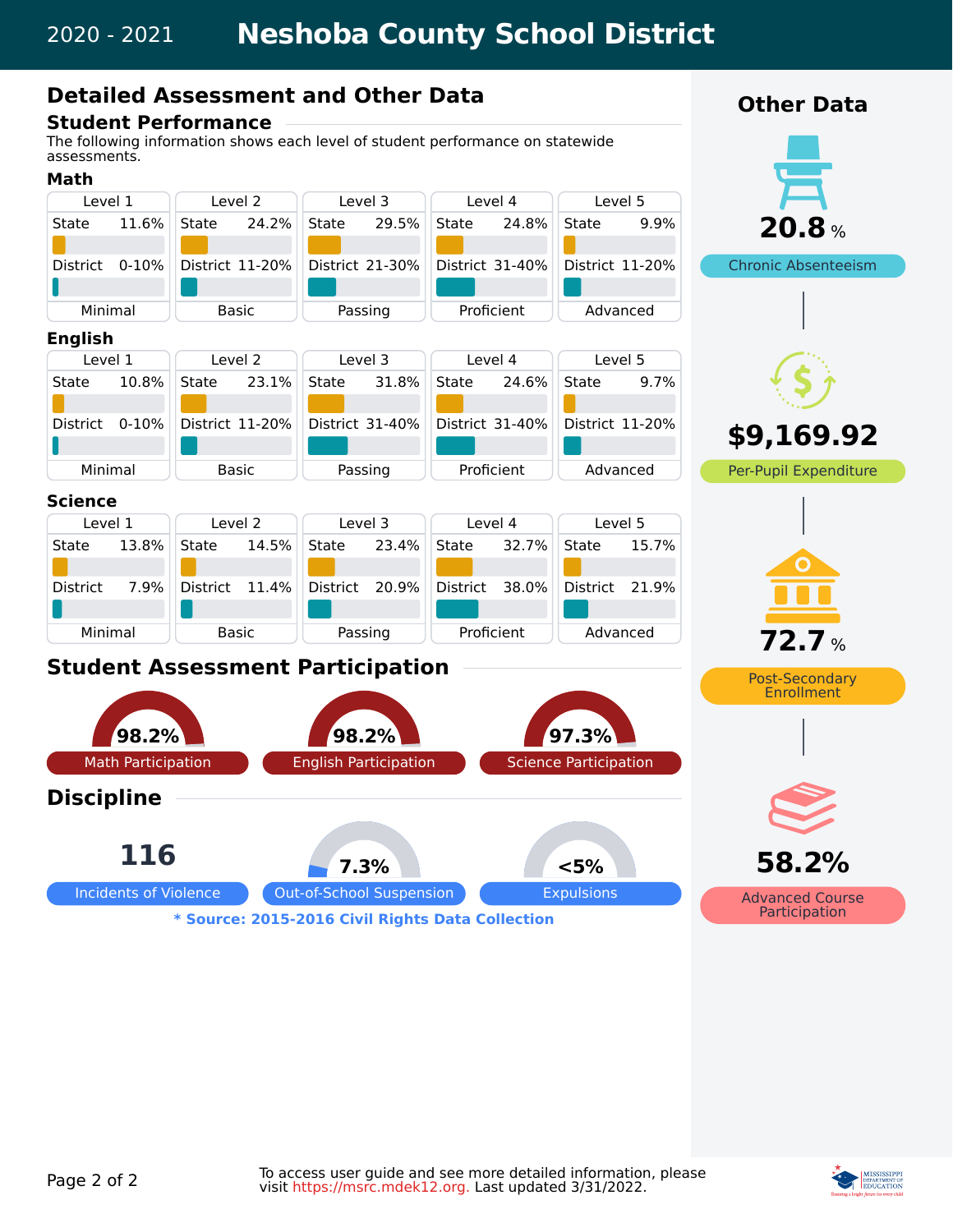# 2020 - 2021 Neshoba County School District

## Detailed Assessment and Other Data

### Student Performance

The following information shows each level of student performance on statewide assessments.

#### Math

| | Level 1 | Level 2 | Level 3 | Level 4 | Level 5 |
|---|---|---|---|---|---|
| State | 11.6% | 24.2% | 29.5% | 24.8% | 9.9% |
| District | 0-10% | 11-20% | 21-30% | 31-40% | 11-20% |
| | Minimal | Basic | Passing | Proficient | Advanced |

#### English

| | Level 1 | Level 2 | Level 3 | Level 4 | Level 5 |
|---|---|---|---|---|---|
| State | 10.8% | 23.1% | 31.8% | 24.6% | 9.7% |
| District | 0-10% | 11-20% | 31-40% | 31-40% | 11-20% |
| | Minimal | Basic | Passing | Proficient | Advanced |

#### Science

| | Level 1 | Level 2 | Level 3 | Level 4 | Level 5 |
|---|---|---|---|---|---|
| State | 13.8% | 14.5% | 23.4% | 32.7% | 15.7% |
| District | 7.9% | 11.4% | 20.9% | 38.0% | 21.9% |
| | Minimal | Basic | Passing | Proficient | Advanced |

### Student Assessment Participation

98.2%
Math Participation

98.2%
English Participation

97.3%
Science Participation

### Discipline

116
Incidents of Violence

7.3%
Out-of-School Suspension

<5%
Expulsions

**\* Source: 2015-2016 Civil Rights Data Collection**

## Other Data

20.8 %
Chronic Absenteeism

$9,169.92
Per-Pupil Expenditure

72.7 %
Post-Secondary Enrollment

58.2%
Advanced Course Participation

To access user guide and see more detailed information, please visit https://msrc.mdek12.org. Last updated 3/31/2022.